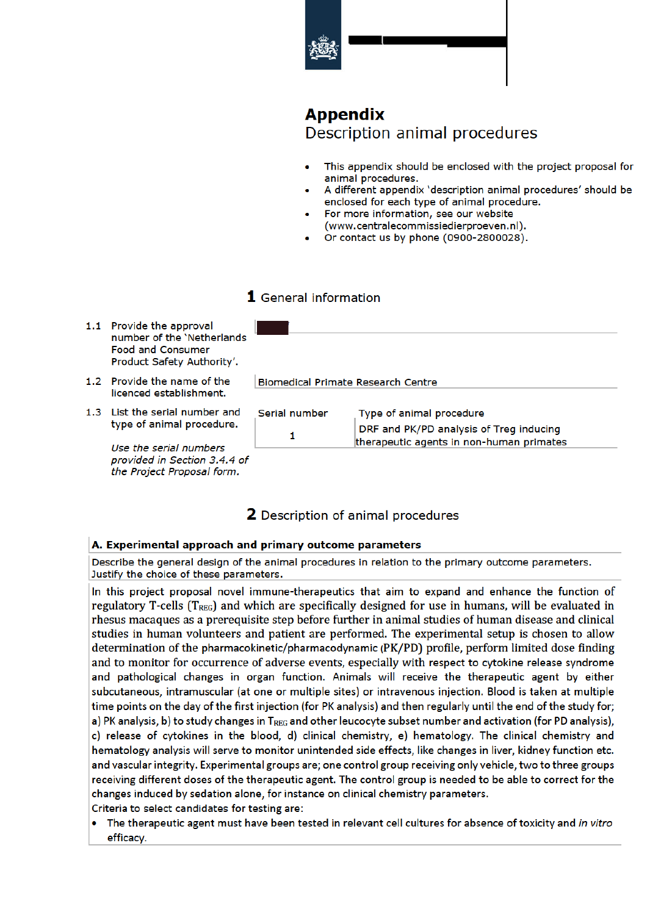# Appendix

## Description animal procedures

- This appendix should be enclosed with the project proposal for animal procedures.
- A different appendix 'description animal procedures' should be enclosed for each type of animal procedure.
- For more information, see our website (www.centralecommissiedierproeven.nl).
- Or contact us by phone (0900-2800028).

## 1 General information

| | | |
|---|---|---|
| 1.1 | Provide the approval number of the 'Netherlands Food and Consumer Product Safety Authority'. | |
| 1.2 | Provide the name of the licenced establishment. | Biomedical Primate Research Centre |
| 1.3 | List the serial number and type of animal procedure. *Use the serial numbers provided in Section 3.4.4 of the Project Proposal form.* | |

| Serial number | Type of animal procedure |
|---|---|
| 1 | DRF and PK/PD analysis of Treg inducing therapeutic agents in non-human primates |

## 2 Description of animal procedures

**A. Experimental approach and primary outcome parameters**

Describe the general design of the animal procedures in relation to the primary outcome parameters. Justify the choice of these parameters.

In this project proposal novel immune-therapeutics that aim to expand and enhance the function of regulatory T-cells ($T_{REG}$) and which are specifically designed for use in humans, will be evaluated in rhesus macaques as a prerequisite step before further in animal studies of human disease and clinical studies in human volunteers and patient are performed. The experimental setup is chosen to allow determination of the pharmacokinetic/pharmacodynamic (PK/PD) profile, perform limited dose finding and to monitor for occurrence of adverse events, especially with respect to cytokine release syndrome and pathological changes in organ function. Animals will receive the therapeutic agent by either subcutaneous, intramuscular (at one or multiple sites) or intravenous injection. Blood is taken at multiple time points on the day of the first injection (for PK analysis) and then regularly until the end of the study for; a) PK analysis, b) to study changes in $T_{REG}$ and other leucocyte subset number and activation (for PD analysis), c) release of cytokines in the blood, d) clinical chemistry, e) hematology. The clinical chemistry and hematology analysis will serve to monitor unintended side effects, like changes in liver, kidney function etc. and vascular integrity. Experimental groups are; one control group receiving only vehicle, two to three groups receiving different doses of the therapeutic agent. The control group is needed to be able to correct for the changes induced by sedation alone, for instance on clinical chemistry parameters.

Criteria to select candidates for testing are:

- The therapeutic agent must have been tested in relevant cell cultures for absence of toxicity and *in vitro* efficacy.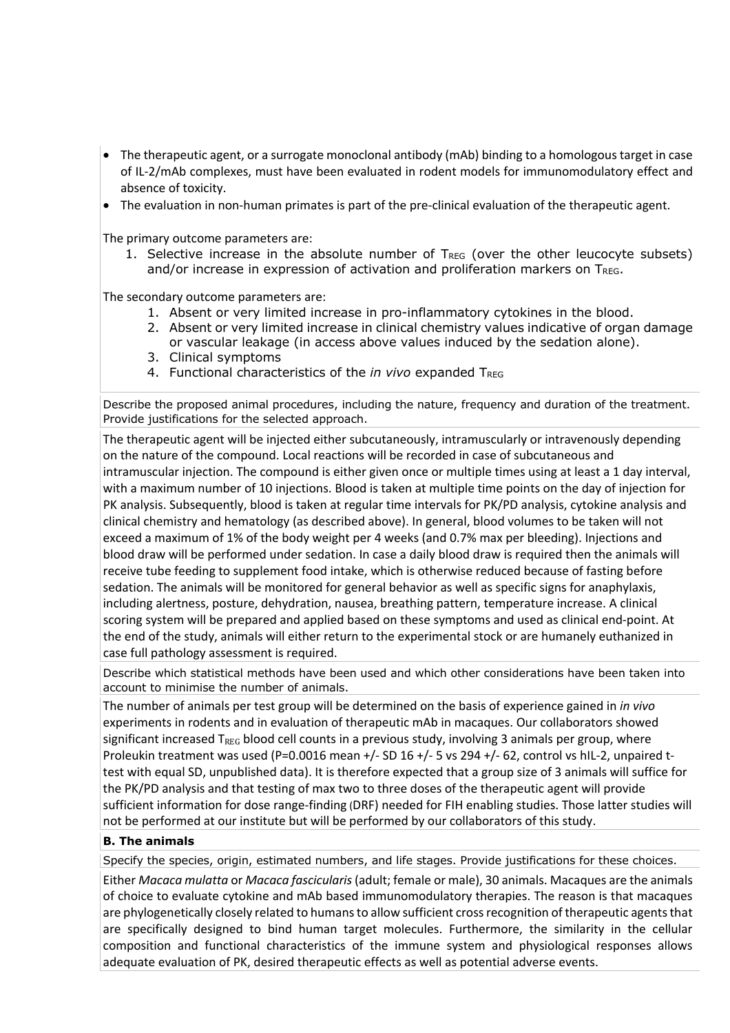- The therapeutic agent, or a surrogate monoclonal antibody (mAb) binding to a homologous target in case of IL-2/mAb complexes, must have been evaluated in rodent models for immunomodulatory effect and absence of toxicity.
- The evaluation in non-human primates is part of the pre-clinical evaluation of the therapeutic agent.

The primary outcome parameters are:

1. Selective increase in the absolute number of $T_{REG}$ (over the other leucocyte subsets) and/or increase in expression of activation and proliferation markers on $T_{REG}$.

The secondary outcome parameters are:

1. Absent or very limited increase in pro-inflammatory cytokines in the blood.
2. Absent or very limited increase in clinical chemistry values indicative of organ damage or vascular leakage (in access above values induced by the sedation alone).
3. Clinical symptoms
4. Functional characteristics of the *in vivo* expanded $T_{REG}$

Describe the proposed animal procedures, including the nature, frequency and duration of the treatment. Provide justifications for the selected approach.

The therapeutic agent will be injected either subcutaneously, intramuscularly or intravenously depending on the nature of the compound. Local reactions will be recorded in case of subcutaneous and intramuscular injection. The compound is either given once or multiple times using at least a 1 day interval, with a maximum number of 10 injections. Blood is taken at multiple time points on the day of injection for PK analysis. Subsequently, blood is taken at regular time intervals for PK/PD analysis, cytokine analysis and clinical chemistry and hematology (as described above). In general, blood volumes to be taken will not exceed a maximum of 1% of the body weight per 4 weeks (and 0.7% max per bleeding). Injections and blood draw will be performed under sedation. In case a daily blood draw is required then the animals will receive tube feeding to supplement food intake, which is otherwise reduced because of fasting before sedation. The animals will be monitored for general behavior as well as specific signs for anaphylaxis, including alertness, posture, dehydration, nausea, breathing pattern, temperature increase. A clinical scoring system will be prepared and applied based on these symptoms and used as clinical end-point. At the end of the study, animals will either return to the experimental stock or are humanely euthanized in case full pathology assessment is required.

Describe which statistical methods have been used and which other considerations have been taken into account to minimise the number of animals.

The number of animals per test group will be determined on the basis of experience gained in *in vivo* experiments in rodents and in evaluation of therapeutic mAb in macaques. Our collaborators showed significant increased $T_{REG}$ blood cell counts in a previous study, involving 3 animals per group, where Proleukin treatment was used ($P=0.0016$ mean +/- SD 16 +/- 5 vs 294 +/- 62, control vs hIL-2, unpaired t-test with equal SD, unpublished data). It is therefore expected that a group size of 3 animals will suffice for the PK/PD analysis and that testing of max two to three doses of the therapeutic agent will provide sufficient information for dose range-finding (DRF) needed for FIH enabling studies. Those latter studies will not be performed at our institute but will be performed by our collaborators of this study.

**B. The animals**

Specify the species, origin, estimated numbers, and life stages. Provide justifications for these choices.

Either *Macaca mulatta* or *Macaca fascicularis* (adult; female or male), 30 animals. Macaques are the animals of choice to evaluate cytokine and mAb based immunomodulatory therapies. The reason is that macaques are phylogenetically closely related to humans to allow sufficient cross recognition of therapeutic agents that are specifically designed to bind human target molecules. Furthermore, the similarity in the cellular composition and functional characteristics of the immune system and physiological responses allows adequate evaluation of PK, desired therapeutic effects as well as potential adverse events.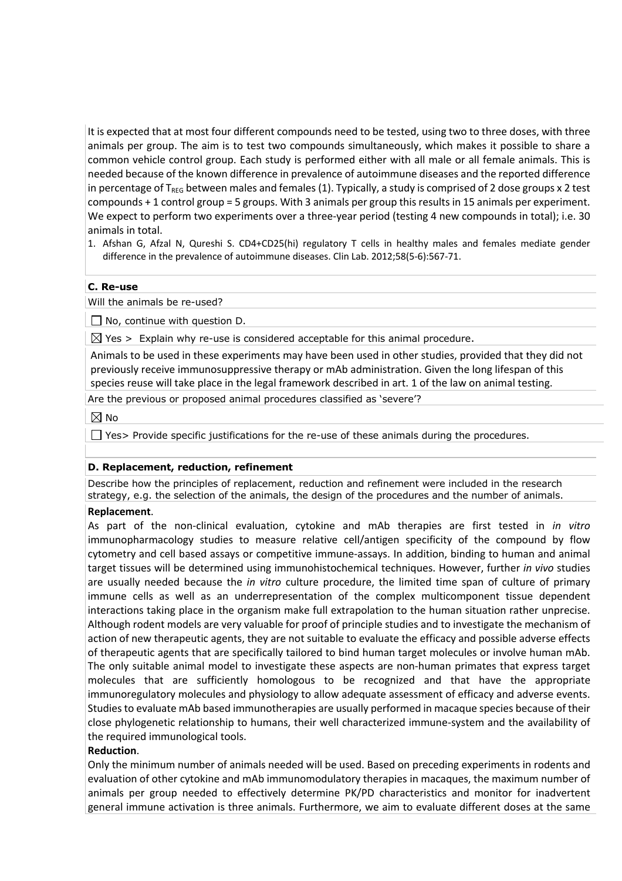It is expected that at most four different compounds need to be tested, using two to three doses, with three animals per group. The aim is to test two compounds simultaneously, which makes it possible to share a common vehicle control group. Each study is performed either with all male or all female animals. This is needed because of the known difference in prevalence of autoimmune diseases and the reported difference in percentage of $T_{REG}$ between males and females (1). Typically, a study is comprised of 2 dose groups x 2 test compounds + 1 control group = 5 groups. With 3 animals per group this results in 15 animals per experiment. We expect to perform two experiments over a three-year period (testing 4 new compounds in total); i.e. 30 animals in total.

1. Afshan G, Afzal N, Qureshi S. CD4+CD25(hi) regulatory T cells in healthy males and females mediate gender difference in the prevalence of autoimmune diseases. Clin Lab. 2012;58(5-6):567-71.

**C. Re-use**

Will the animals be re-used?

☐ No, continue with question D.

☒ Yes > Explain why re-use is considered acceptable for this animal procedure.

Animals to be used in these experiments may have been used in other studies, provided that they did not previously receive immunosuppressive therapy or mAb administration. Given the long lifespan of this species reuse will take place in the legal framework described in art. 1 of the law on animal testing.

Are the previous or proposed animal procedures classified as 'severe'?

☒ No

☐ Yes> Provide specific justifications for the re-use of these animals during the procedures.

**D. Replacement, reduction, refinement**

Describe how the principles of replacement, reduction and refinement were included in the research strategy, e.g. the selection of the animals, the design of the procedures and the number of animals.

**Replacement**.

As part of the non-clinical evaluation, cytokine and mAb therapies are first tested in *in vitro* immunopharmacology studies to measure relative cell/antigen specificity of the compound by flow cytometry and cell based assays or competitive immune-assays. In addition, binding to human and animal target tissues will be determined using immunohistochemical techniques. However, further *in vivo* studies are usually needed because the *in vitro* culture procedure, the limited time span of culture of primary immune cells as well as an underrepresentation of the complex multicomponent tissue dependent interactions taking place in the organism make full extrapolation to the human situation rather unprecise. Although rodent models are very valuable for proof of principle studies and to investigate the mechanism of action of new therapeutic agents, they are not suitable to evaluate the efficacy and possible adverse effects of therapeutic agents that are specifically tailored to bind human target molecules or involve human mAb. The only suitable animal model to investigate these aspects are non-human primates that express target molecules that are sufficiently homologous to be recognized and that have the appropriate immunoregulatory molecules and physiology to allow adequate assessment of efficacy and adverse events. Studies to evaluate mAb based immunotherapies are usually performed in macaque species because of their close phylogenetic relationship to humans, their well characterized immune-system and the availability of the required immunological tools.

**Reduction**.

Only the minimum number of animals needed will be used. Based on preceding experiments in rodents and evaluation of other cytokine and mAb immunomodulatory therapies in macaques, the maximum number of animals per group needed to effectively determine PK/PD characteristics and monitor for inadvertent general immune activation is three animals. Furthermore, we aim to evaluate different doses at the same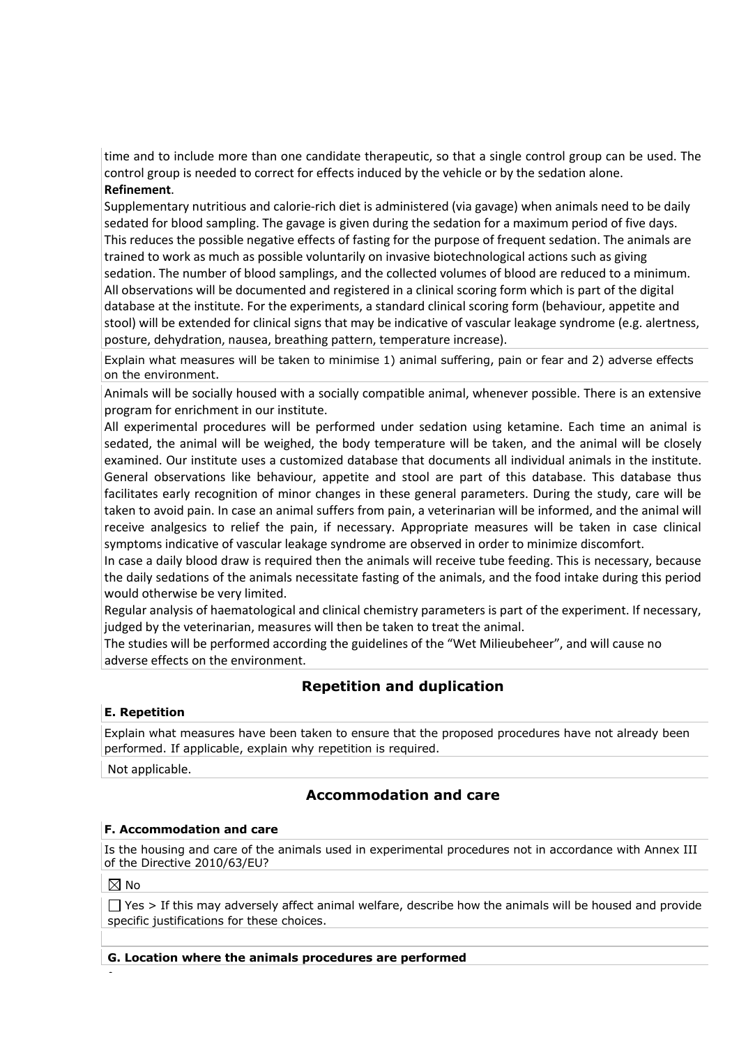time and to include more than one candidate therapeutic, so that a single control group can be used. The control group is needed to correct for effects induced by the vehicle or by the sedation alone.

**Refinement**.

Supplementary nutritious and calorie-rich diet is administered (via gavage) when animals need to be daily sedated for blood sampling. The gavage is given during the sedation for a maximum period of five days. This reduces the possible negative effects of fasting for the purpose of frequent sedation. The animals are trained to work as much as possible voluntarily on invasive biotechnological actions such as giving sedation. The number of blood samplings, and the collected volumes of blood are reduced to a minimum. All observations will be documented and registered in a clinical scoring form which is part of the digital database at the institute. For the experiments, a standard clinical scoring form (behaviour, appetite and stool) will be extended for clinical signs that may be indicative of vascular leakage syndrome (e.g. alertness, posture, dehydration, nausea, breathing pattern, temperature increase).

Explain what measures will be taken to minimise 1) animal suffering, pain or fear and 2) adverse effects on the environment.

Animals will be socially housed with a socially compatible animal, whenever possible. There is an extensive program for enrichment in our institute.

All experimental procedures will be performed under sedation using ketamine. Each time an animal is sedated, the animal will be weighed, the body temperature will be taken, and the animal will be closely examined. Our institute uses a customized database that documents all individual animals in the institute. General observations like behaviour, appetite and stool are part of this database. This database thus facilitates early recognition of minor changes in these general parameters. During the study, care will be taken to avoid pain. In case an animal suffers from pain, a veterinarian will be informed, and the animal will receive analgesics to relief the pain, if necessary. Appropriate measures will be taken in case clinical symptoms indicative of vascular leakage syndrome are observed in order to minimize discomfort.

In case a daily blood draw is required then the animals will receive tube feeding. This is necessary, because the daily sedations of the animals necessitate fasting of the animals, and the food intake during this period would otherwise be very limited.

Regular analysis of haematological and clinical chemistry parameters is part of the experiment. If necessary, judged by the veterinarian, measures will then be taken to treat the animal.

The studies will be performed according the guidelines of the "Wet Milieubeheer", and will cause no adverse effects on the environment.

## Repetition and duplication

### E. Repetition

Explain what measures have been taken to ensure that the proposed procedures have not already been performed. If applicable, explain why repetition is required.

Not applicable.

## Accommodation and care

### F. Accommodation and care

Is the housing and care of the animals used in experimental procedures not in accordance with Annex III of the Directive 2010/63/EU?

☒ No

☐ Yes > If this may adversely affect animal welfare, describe how the animals will be housed and provide specific justifications for these choices.

### G. Location where the animals procedures are performed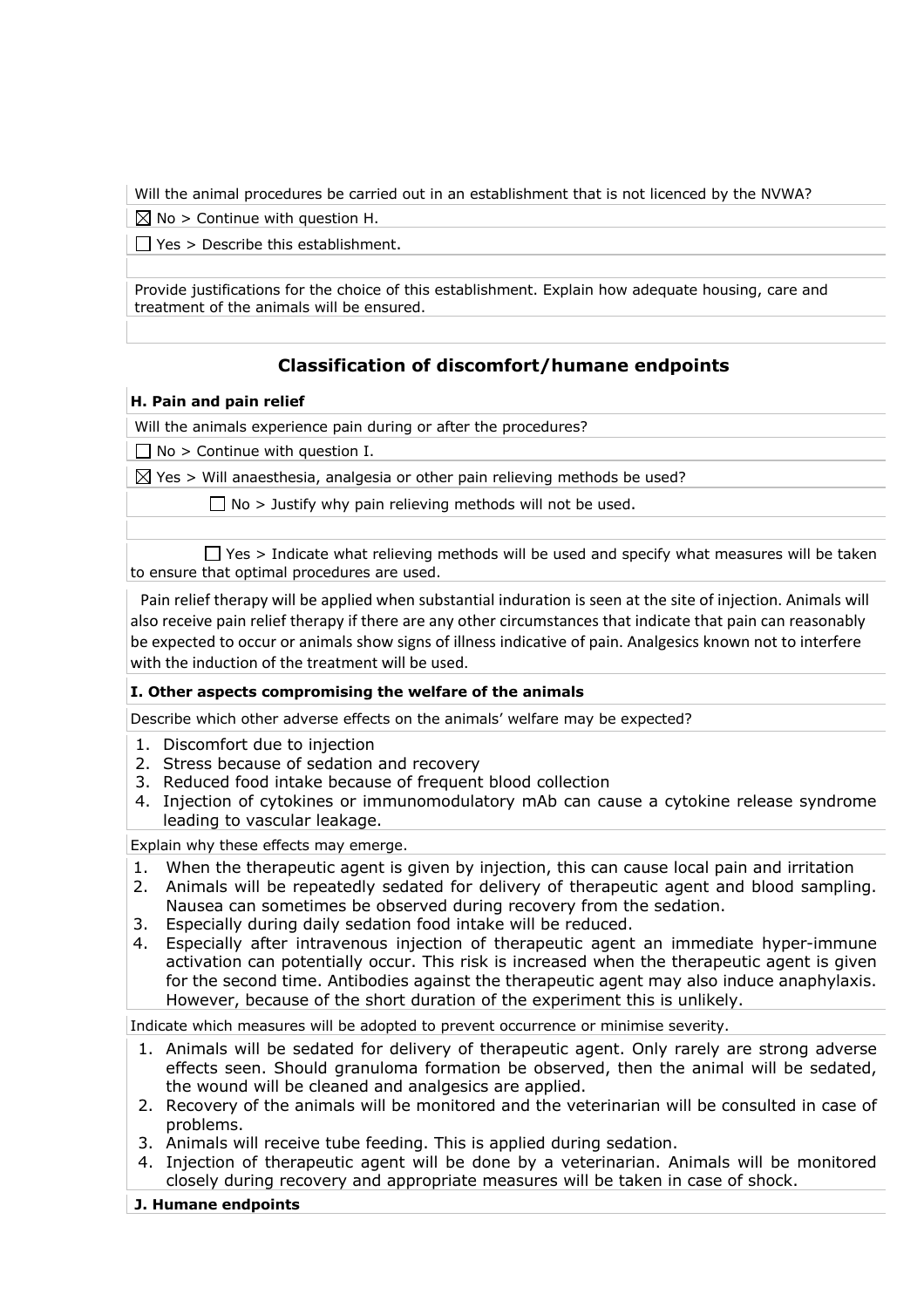Will the animal procedures be carried out in an establishment that is not licenced by the NVWA?

☒ No > Continue with question H.

☐ Yes > Describe this establishment.

Provide justifications for the choice of this establishment. Explain how adequate housing, care and treatment of the animals will be ensured.

## Classification of discomfort/humane endpoints

### H. Pain and pain relief

Will the animals experience pain during or after the procedures?

☐ No > Continue with question I.

☒ Yes > Will anaesthesia, analgesia or other pain relieving methods be used?

☐ No > Justify why pain relieving methods will not be used.

☐ Yes > Indicate what relieving methods will be used and specify what measures will be taken to ensure that optimal procedures are used.

Pain relief therapy will be applied when substantial induration is seen at the site of injection. Animals will also receive pain relief therapy if there are any other circumstances that indicate that pain can reasonably be expected to occur or animals show signs of illness indicative of pain. Analgesics known not to interfere with the induction of the treatment will be used.

### I. Other aspects compromising the welfare of the animals

Describe which other adverse effects on the animals' welfare may be expected?

1. Discomfort due to injection
2. Stress because of sedation and recovery
3. Reduced food intake because of frequent blood collection
4. Injection of cytokines or immunomodulatory mAb can cause a cytokine release syndrome leading to vascular leakage.

Explain why these effects may emerge.

1. When the therapeutic agent is given by injection, this can cause local pain and irritation
2. Animals will be repeatedly sedated for delivery of therapeutic agent and blood sampling. Nausea can sometimes be observed during recovery from the sedation.
3. Especially during daily sedation food intake will be reduced.
4. Especially after intravenous injection of therapeutic agent an immediate hyper-immune activation can potentially occur. This risk is increased when the therapeutic agent is given for the second time. Antibodies against the therapeutic agent may also induce anaphylaxis. However, because of the short duration of the experiment this is unlikely.

Indicate which measures will be adopted to prevent occurrence or minimise severity.

1. Animals will be sedated for delivery of therapeutic agent. Only rarely are strong adverse effects seen. Should granuloma formation be observed, then the animal will be sedated, the wound will be cleaned and analgesics are applied.
2. Recovery of the animals will be monitored and the veterinarian will be consulted in case of problems.
3. Animals will receive tube feeding. This is applied during sedation.
4. Injection of therapeutic agent will be done by a veterinarian. Animals will be monitored closely during recovery and appropriate measures will be taken in case of shock.

### J. Humane endpoints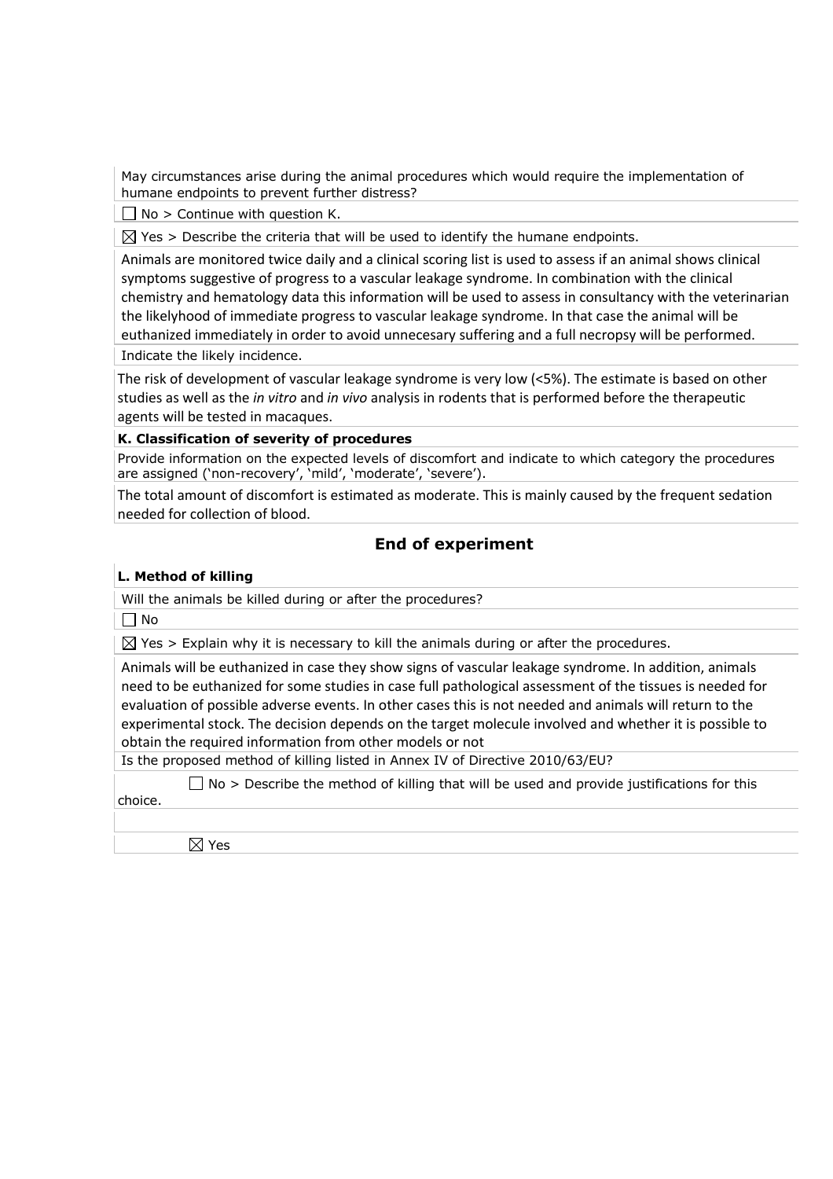May circumstances arise during the animal procedures which would require the implementation of humane endpoints to prevent further distress?

☐ No > Continue with question K.

☒ Yes > Describe the criteria that will be used to identify the humane endpoints.

Animals are monitored twice daily and a clinical scoring list is used to assess if an animal shows clinical symptoms suggestive of progress to a vascular leakage syndrome. In combination with the clinical chemistry and hematology data this information will be used to assess in consultancy with the veterinarian the likelyhood of immediate progress to vascular leakage syndrome. In that case the animal will be euthanized immediately in order to avoid unnecesary suffering and a full necropsy will be performed.

Indicate the likely incidence.

The risk of development of vascular leakage syndrome is very low (<5%). The estimate is based on other studies as well as the *in vitro* and *in vivo* analysis in rodents that is performed before the therapeutic agents will be tested in macaques.

**K. Classification of severity of procedures**

Provide information on the expected levels of discomfort and indicate to which category the procedures are assigned ('non-recovery', 'mild', 'moderate', 'severe').

The total amount of discomfort is estimated as moderate. This is mainly caused by the frequent sedation needed for collection of blood.

## End of experiment

**L. Method of killing**

Will the animals be killed during or after the procedures?

☐ No

☒ Yes > Explain why it is necessary to kill the animals during or after the procedures.

Animals will be euthanized in case they show signs of vascular leakage syndrome. In addition, animals need to be euthanized for some studies in case full pathological assessment of the tissues is needed for evaluation of possible adverse events. In other cases this is not needed and animals will return to the experimental stock. The decision depends on the target molecule involved and whether it is possible to obtain the required information from other models or not

Is the proposed method of killing listed in Annex IV of Directive 2010/63/EU?

☐ No > Describe the method of killing that will be used and provide justifications for this choice.

☒ Yes